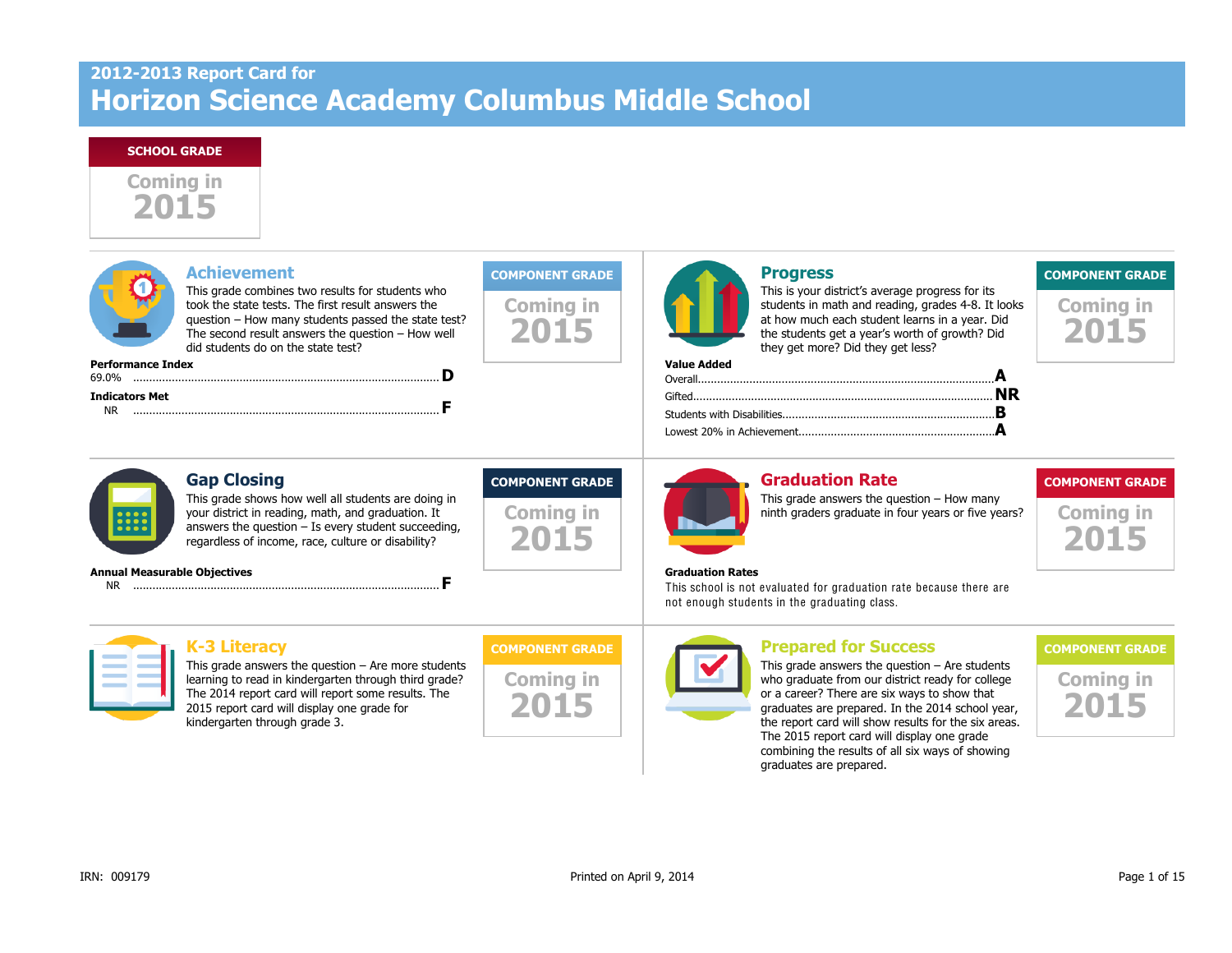# 2012-2013 Report Card for Horizon Science Academy Columbus Middle School

**SCHOOL GRADE**

Coming in 2015

## Achievement

This grade combines two results for students who took the state tests. The first result answers the question – How many students passed the state test? The second result answers the question – How well did students do on the state test?

**COMPONENT GRADE**

Coming in 2015

**Performance Index**

| | |
|---|---|
| 69.0% | **D** |

**Indicators Met**

| | |
|---|---|
| NR | **F** |

## Progress

This is your district's average progress for its students in math and reading, grades 4-8. It looks at how much each student learns in a year. Did the students get a year's worth of growth? Did they get more? Did they get less?

**COMPONENT GRADE**

Coming in 2015

**Value Added**

| | |
|---|---|
| Overall | **A** |
| Gifted | **NR** |
| Students with Disabilities | **B** |
| Lowest 20% in Achievement | **A** |

## Gap Closing

This grade shows how well all students are doing in your district in reading, math, and graduation. It answers the question – Is every student succeeding, regardless of income, race, culture or disability?

**COMPONENT GRADE**

Coming in 2015

**Annual Measurable Objectives**

| | |
|---|---|
| NR | **F** |

## Graduation Rate

This grade answers the question – How many ninth graders graduate in four years or five years?

**COMPONENT GRADE**

Coming in 2015

**Graduation Rates**

This school is not evaluated for graduation rate because there are not enough students in the graduating class.

## K-3 Literacy

This grade answers the question – Are more students learning to read in kindergarten through third grade? The 2014 report card will report some results. The 2015 report card will display one grade for kindergarten through grade 3.

**COMPONENT GRADE**

Coming in 2015

## Prepared for Success

This grade answers the question – Are students who graduate from our district ready for college or a career? There are six ways to show that graduates are prepared. In the 2014 school year, the report card will show results for the six areas. The 2015 report card will display one grade combining the results of all six ways of showing graduates are prepared.

**COMPONENT GRADE**

Coming in 2015

IRN: 009179

Printed on April 9, 2014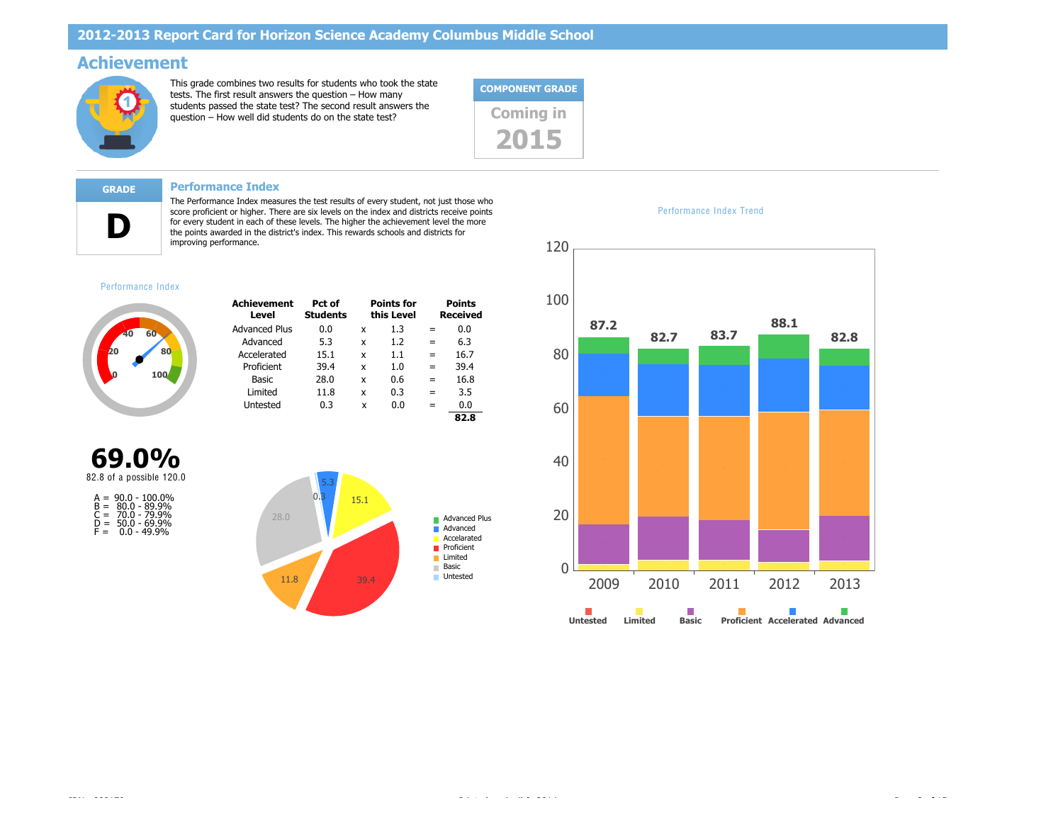## 2012-2013 Report Card for Horizon Science Academy Columbus Middle School

# Achievement

This grade combines two results for students who took the state tests. The first result answers the question – How many students passed the state test? The second result answers the question – How well did students do on the state test?

**COMPONENT GRADE**

Coming in 2015

**GRADE**

**D**

## Performance Index

The Performance Index measures the test results of every student, not just those who score proficient or higher. There are six levels on the index and districts receive points for every student in each of these levels. The higher the achievement level the more the points awarded in the district's index. This rewards schools and districts for improving performance.

Performance Index

**69.0%**

82.8 of a possible 120.0

A = 90.0 - 100.0%
B = 80.0 - 89.9%
C = 70.0 - 79.9%
D = 50.0 - 69.9%
F = 0.0 - 49.9%

| Achievement Level | Pct of Students | | Points for this Level | | Points Received |
|---|---|---|---|---|---|
| Advanced Plus | 0.0 | x | 1.3 | = | 0.0 |
| Advanced | 5.3 | x | 1.2 | = | 6.3 |
| Accelerated | 15.1 | x | 1.1 | = | 16.7 |
| Proficient | 39.4 | x | 1.0 | = | 39.4 |
| Basic | 28.0 | x | 0.6 | = | 16.8 |
| Limited | 11.8 | x | 0.3 | = | 3.5 |
| Untested | 0.3 | x | 0.0 | = | 0.0 |
| | | | | | **82.8** |

Performance Index Trend

| Year | 2009 | 2010 | 2011 | 2012 | 2013 |
|---|---|---|---|---|---|
| Performance Index | 87.2 | 82.7 | 83.7 | 88.1 | 82.8 |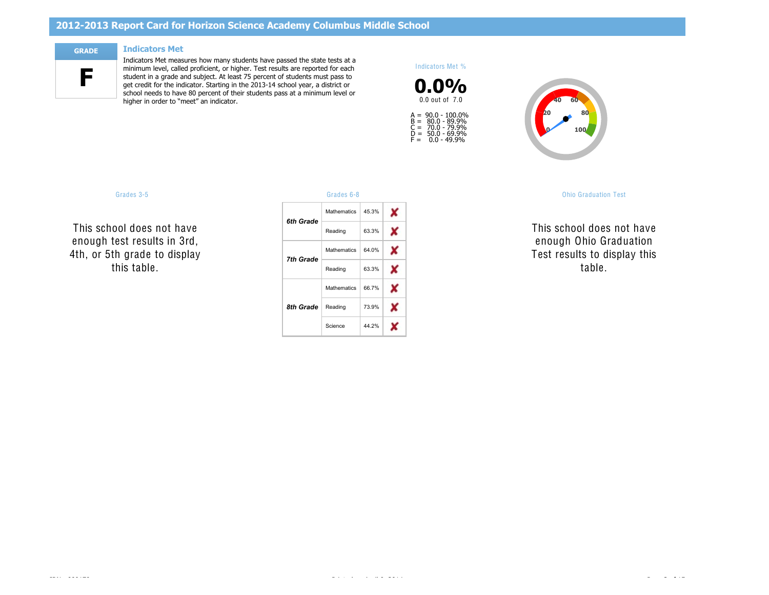# 2012-2013 Report Card for Horizon Science Academy Columbus Middle School

**GRADE**

**F**

## Indicators Met

Indicators Met measures how many students have passed the state tests at a minimum level, called proficient, or higher. Test results are reported for each student in a grade and subject. At least 75 percent of students must pass to get credit for the indicator. Starting in the 2013-14 school year, a district or school needs to have 80 percent of their students pass at a minimum level or higher in order to "meet" an indicator.

Indicators Met %

**0.0%**

0.0 out of 7.0

A = 90.0 - 100.0%
B = 80.0 - 89.9%
C = 70.0 - 79.9%
D = 50.0 - 69.9%
F = 0.0 - 49.9%

### Grades 3-5

This school does not have enough test results in 3rd, 4th, or 5th grade to display this table.

### Grades 6-8

| Grade | Subject | Percent | Met |
|---|---|---|---|
| ***6th Grade*** | Mathematics | 45.3% | ✘ |
| | Reading | 63.3% | ✘ |
| ***7th Grade*** | Mathematics | 64.0% | ✘ |
| | Reading | 63.3% | ✘ |
| ***8th Grade*** | Mathematics | 66.7% | ✘ |
| | Reading | 73.9% | ✘ |
| | Science | 44.2% | ✘ |

### Ohio Graduation Test

This school does not have enough Ohio Graduation Test results to display this table.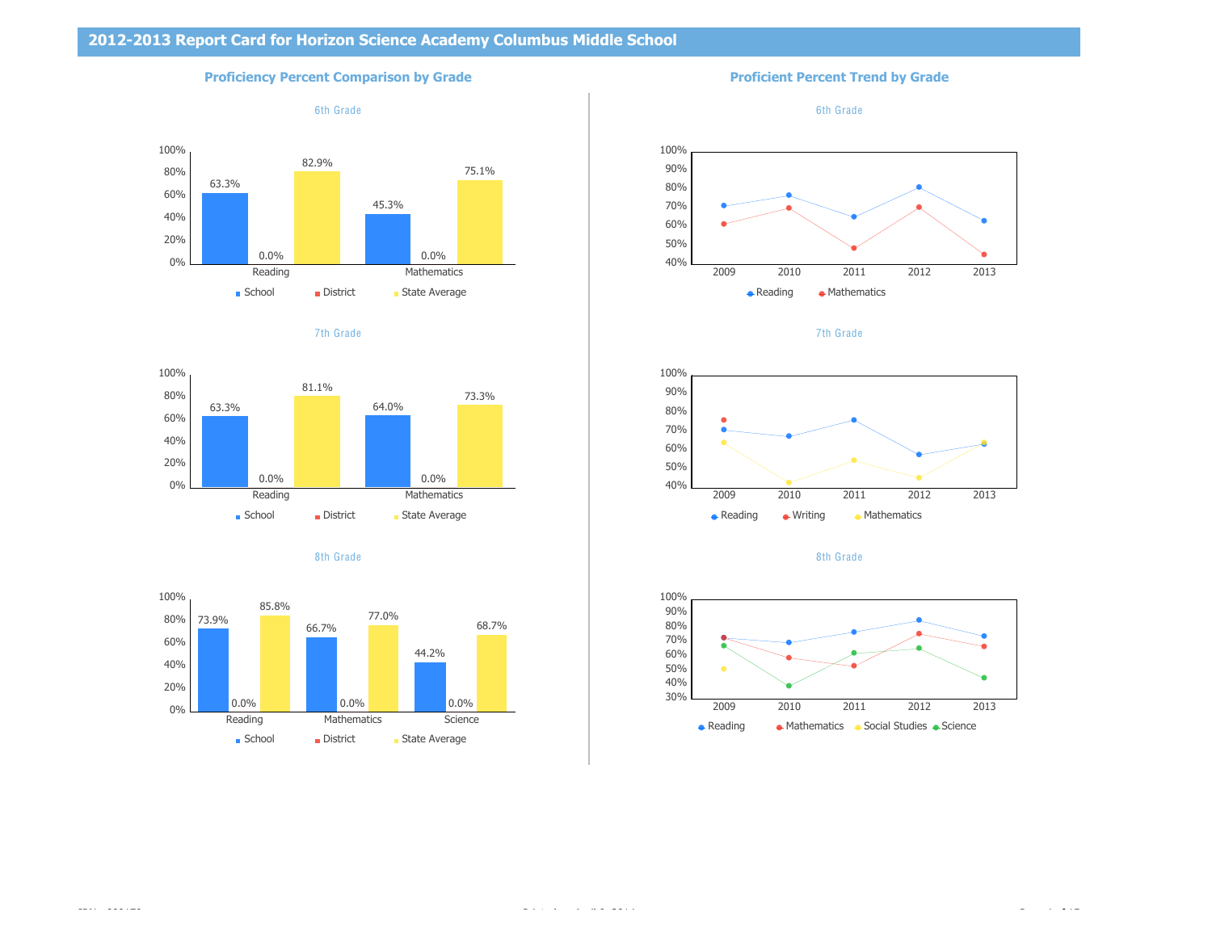# 2012-2013 Report Card for Horizon Science Academy Columbus Middle School

## Proficiency Percent Comparison by Grade

### 6th Grade

| | School | District | State Average |
|---|---|---|---|
| Reading | 63.3% | 0.0% | 82.9% |
| Mathematics | 45.3% | 0.0% | 75.1% |

### 7th Grade

| | School | District | State Average |
|---|---|---|---|
| Reading | 63.3% | 0.0% | 81.1% |
| Mathematics | 64.0% | 0.0% | 73.3% |

### 8th Grade

| | School | District | State Average |
|---|---|---|---|
| Reading | 73.9% | 0.0% | 85.8% |
| Mathematics | 66.7% | 0.0% | 77.0% |
| Science | 44.2% | 0.0% | 68.7% |

## Proficient Percent Trend by Grade

### 6th Grade

Series: Reading, Mathematics (2009–2013)

### 7th Grade

Series: Reading, Writing, Mathematics (2009–2013)

### 8th Grade

Series: Reading, Mathematics, Social Studies, Science (2009–2013)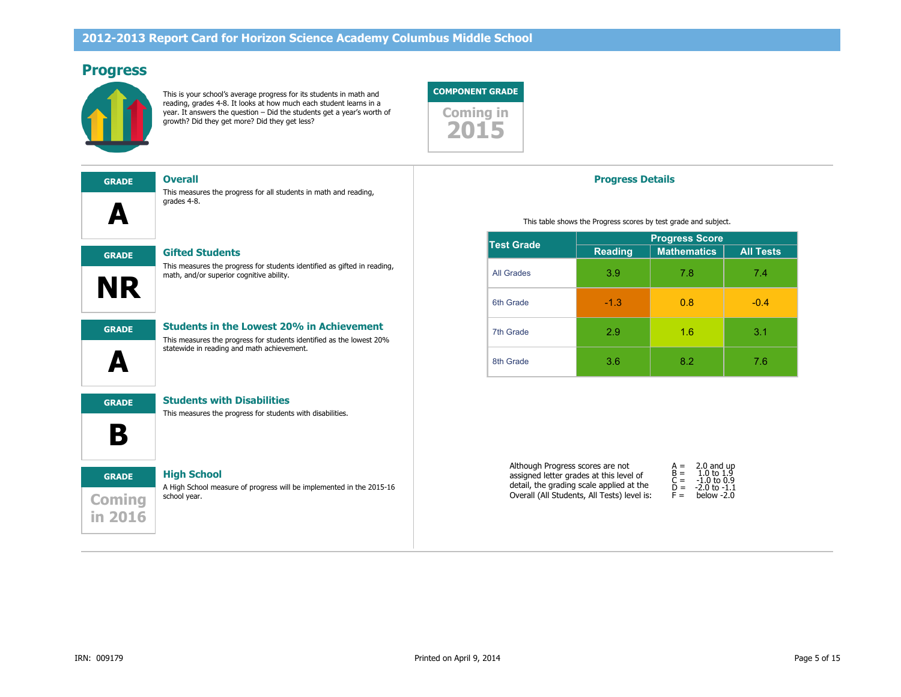# 2012-2013 Report Card for Horizon Science Academy Columbus Middle School

## Progress

This is your school's average progress for its students in math and reading, grades 4-8. It looks at how much each student learns in a year. It answers the question – Did the students get a year's worth of growth? Did they get more? Did they get less?

**COMPONENT GRADE**

Coming in 2015

---

**GRADE**

**A**

### Overall

This measures the progress for all students in math and reading, grades 4-8.

**GRADE**

**NR**

### Gifted Students

This measures the progress for students identified as gifted in reading, math, and/or superior cognitive ability.

**GRADE**

**A**

### Students in the Lowest 20% in Achievement

This measures the progress for students identified as the lowest 20% statewide in reading and math achievement.

**GRADE**

**B**

### Students with Disabilities

This measures the progress for students with disabilities.

**GRADE**

Coming in 2016

### High School

A High School measure of progress will be implemented in the 2015-16 school year.

---

### Progress Details

This table shows the Progress scores by test grade and subject.

| Test Grade | Progress Score | | |
|---|---|---|---|
| | Reading | Mathematics | All Tests |
| All Grades | 3.9 | 7.8 | 7.4 |
| 6th Grade | -1.3 | 0.8 | -0.4 |
| 7th Grade | 2.9 | 1.6 | 3.1 |
| 8th Grade | 3.6 | 8.2 | 7.6 |

Although Progress scores are not assigned letter grades at this level of detail, the grading scale applied at the Overall (All Students, All Tests) level is:

- A = 2.0 and up
- B = 1.0 to 1.9
- C = -1.0 to 0.9
- D = -2.0 to -1.1
- F = below -2.0

IRN: 009179

Printed on April 9, 2014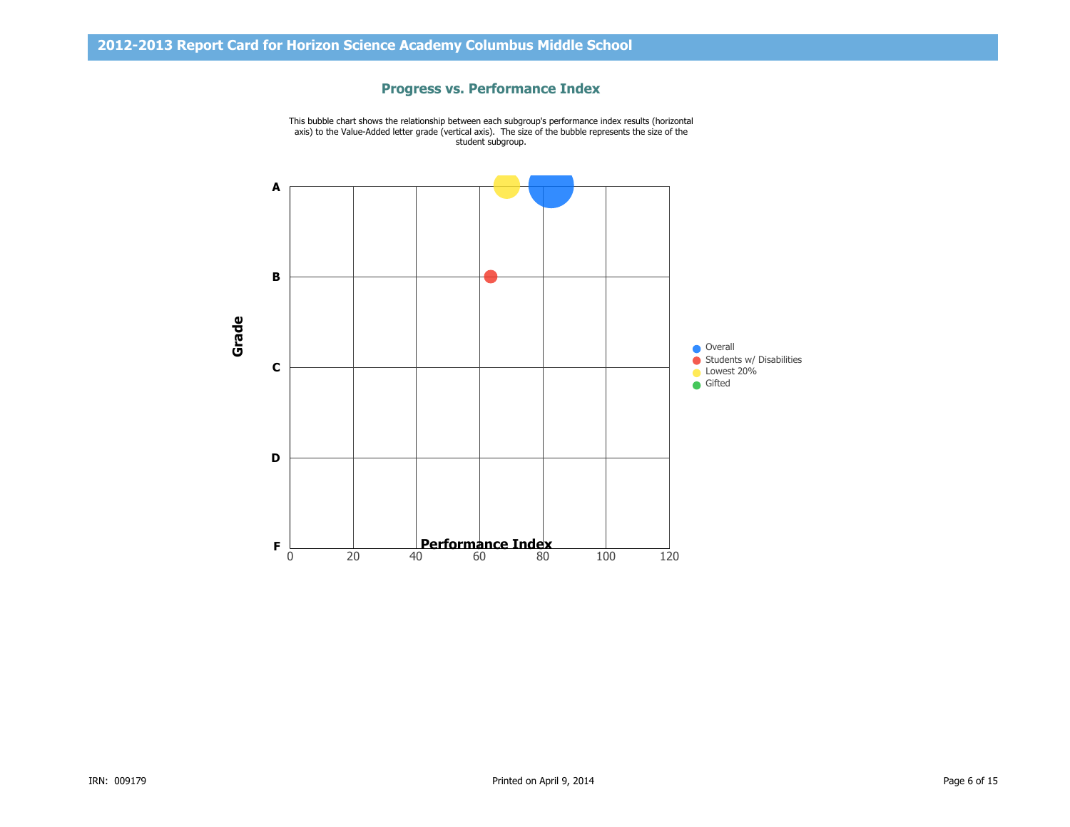## 2012-2013 Report Card for Horizon Science Academy Columbus Middle School

### Progress vs. Performance Index

This bubble chart shows the relationship between each subgroup's performance index results (horizontal axis) to the Value-Added letter grade (vertical axis). The size of the bubble represents the size of the student subgroup.

Grade

A

B

C

D

F

Performance Index

0 20 40 60 80 100 120

- Overall
- Students w/ Disabilities
- Lowest 20%
- Gifted

IRN: 009179

Printed on April 9, 2014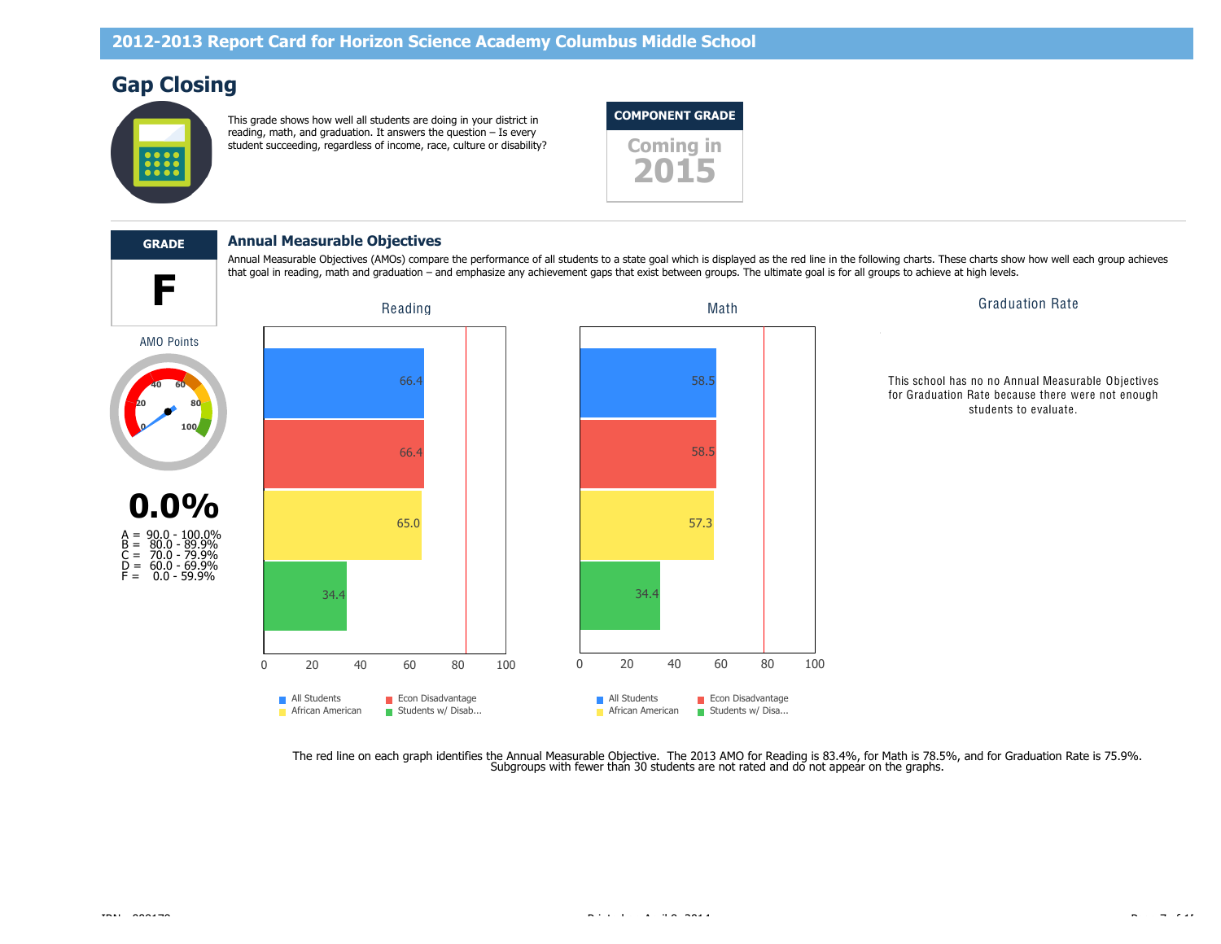## 2012-2013 Report Card for Horizon Science Academy Columbus Middle School

# Gap Closing

This grade shows how well all students are doing in your district in reading, math, and graduation. It answers the question – Is every student succeeding, regardless of income, race, culture or disability?

**COMPONENT GRADE**

Coming in 2015

**GRADE**

**F**

AMO Points

**0.0%**

A = 90.0 - 100.0%
B = 80.0 - 89.9%
C = 70.0 - 79.9%
D = 60.0 - 69.9%
F = 0.0 - 59.9%

### Annual Measurable Objectives

Annual Measurable Objectives (AMOs) compare the performance of all students to a state goal which is displayed as the red line in the following charts. These charts show how well each group achieves that goal in reading, math and graduation – and emphasize any achievement gaps that exist between groups. The ultimate goal is for all groups to achieve at high levels.

| Group | Reading | Math |
|---|---|---|
| All Students | 66.4 | 58.5 |
| Econ Disadvantage | 66.4 | 58.5 |
| African American | 65.0 | 57.3 |
| Students w/ Disab... | 34.4 | 34.4 |

**Graduation Rate**

This school has no no Annual Measurable Objectives for Graduation Rate because there were not enough students to evaluate.

The red line on each graph identifies the Annual Measurable Objective. The 2013 AMO for Reading is 83.4%, for Math is 78.5%, and for Graduation Rate is 75.9%. Subgroups with fewer than 30 students are not rated and do not appear on the graphs.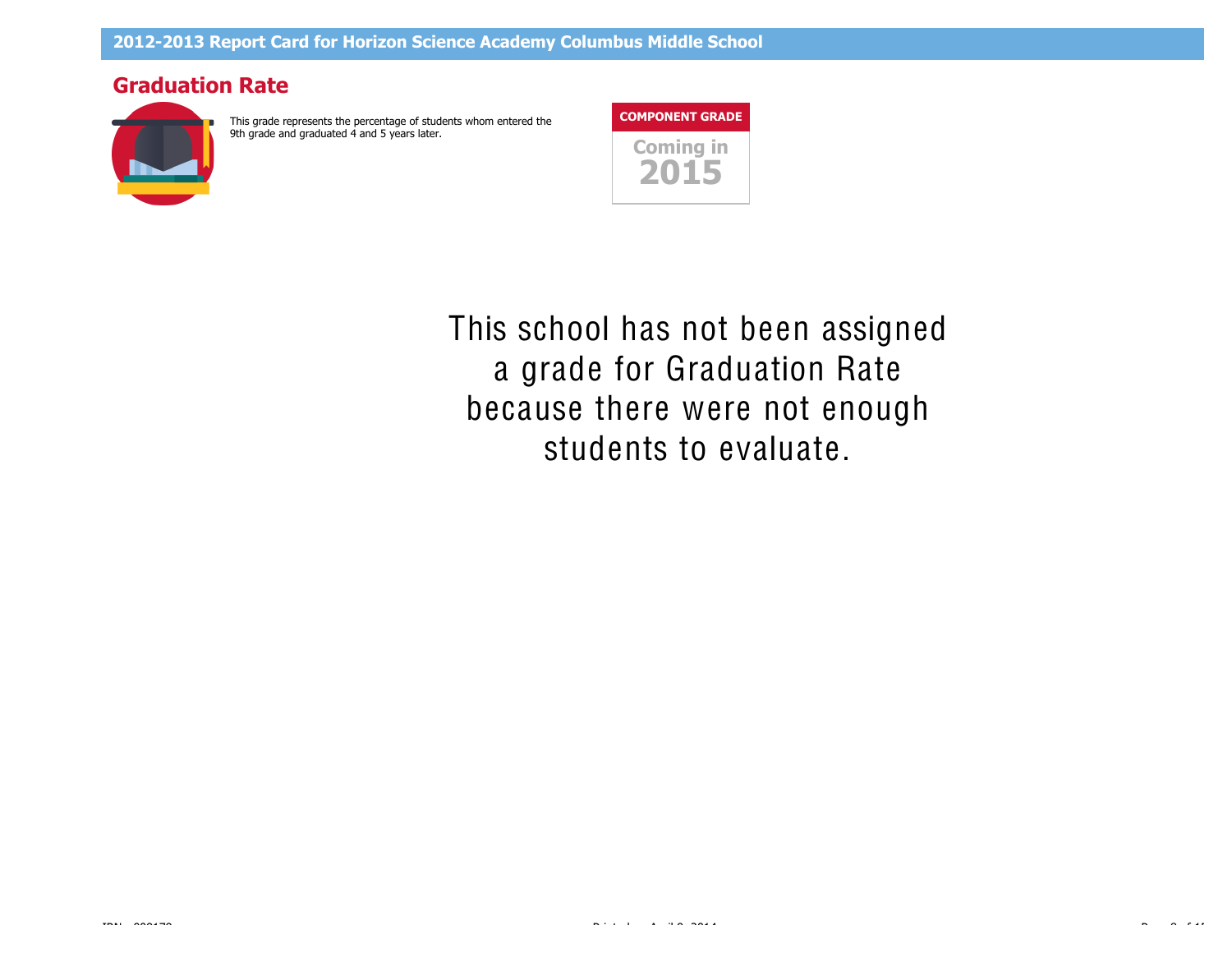## Graduation Rate

This grade represents the percentage of students whom entered the 9th grade and graduated 4 and 5 years later.

**COMPONENT GRADE**

Coming in
**2015**

This school has not been assigned a grade for Graduation Rate because there were not enough students to evaluate.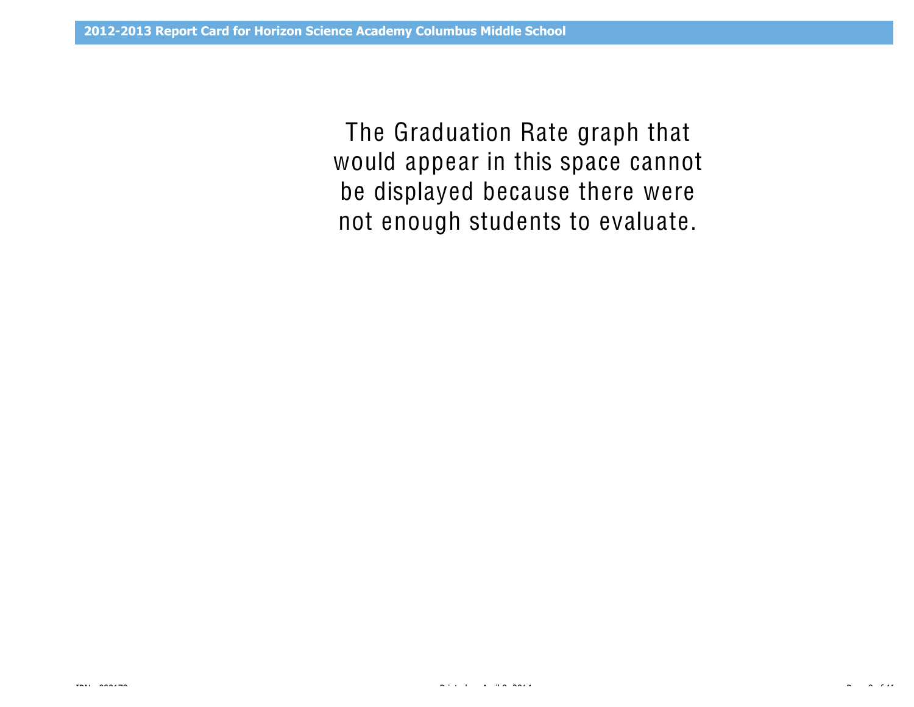The Graduation Rate graph that would appear in this space cannot be displayed because there were not enough students to evaluate.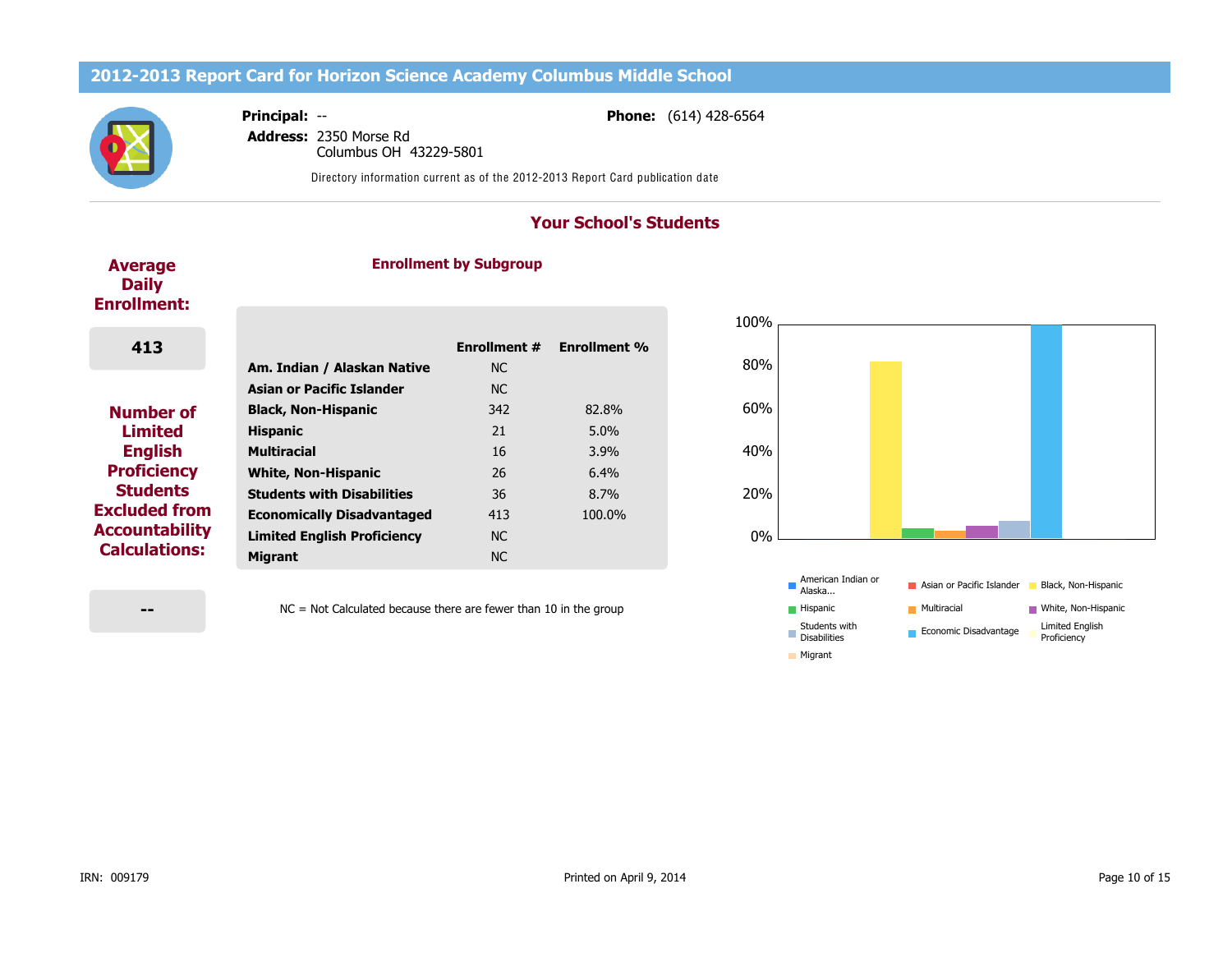# 2012-2013 Report Card for Horizon Science Academy Columbus Middle School

**Principal:** --

**Address:** 2350 Morse Rd
Columbus OH 43229-5801

**Phone:** (614) 428-6564

Directory information current as of the 2012-2013 Report Card publication date

## Your School's Students

### Average Daily Enrollment:

**413**

### Number of Limited English Proficiency Students Excluded from Accountability Calculations:

**--**

### Enrollment by Subgroup

| | Enrollment # | Enrollment % |
|---|---|---|
| **Am. Indian / Alaskan Native** | NC | |
| **Asian or Pacific Islander** | NC | |
| **Black, Non-Hispanic** | 342 | 82.8% |
| **Hispanic** | 21 | 5.0% |
| **Multiracial** | 16 | 3.9% |
| **White, Non-Hispanic** | 26 | 6.4% |
| **Students with Disabilities** | 36 | 8.7% |
| **Economically Disadvantaged** | 413 | 100.0% |
| **Limited English Proficiency** | NC | |
| **Migrant** | NC | |

NC = Not Calculated because there are fewer than 10 in the group

Chart legend: American Indian or Alaska..., Asian or Pacific Islander, Black, Non-Hispanic, Hispanic, Multiracial, White, Non-Hispanic, Students with Disabilities, Economic Disadvantage, Limited English Proficiency, Migrant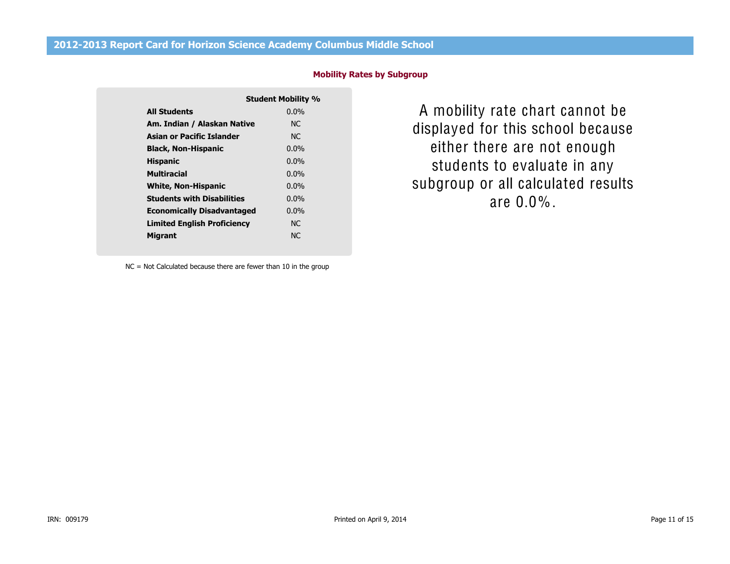## 2012-2013 Report Card for Horizon Science Academy Columbus Middle School

### Mobility Rates by Subgroup

| | Student Mobility % |
|---|---|
| **All Students** | 0.0% |
| **Am. Indian / Alaskan Native** | NC |
| **Asian or Pacific Islander** | NC |
| **Black, Non-Hispanic** | 0.0% |
| **Hispanic** | 0.0% |
| **Multiracial** | 0.0% |
| **White, Non-Hispanic** | 0.0% |
| **Students with Disabilities** | 0.0% |
| **Economically Disadvantaged** | 0.0% |
| **Limited English Proficiency** | NC |
| **Migrant** | NC |

NC = Not Calculated because there are fewer than 10 in the group

A mobility rate chart cannot be displayed for this school because either there are not enough students to evaluate in any subgroup or all calculated results are 0.0%.

IRN: 009179

Printed on April 9, 2014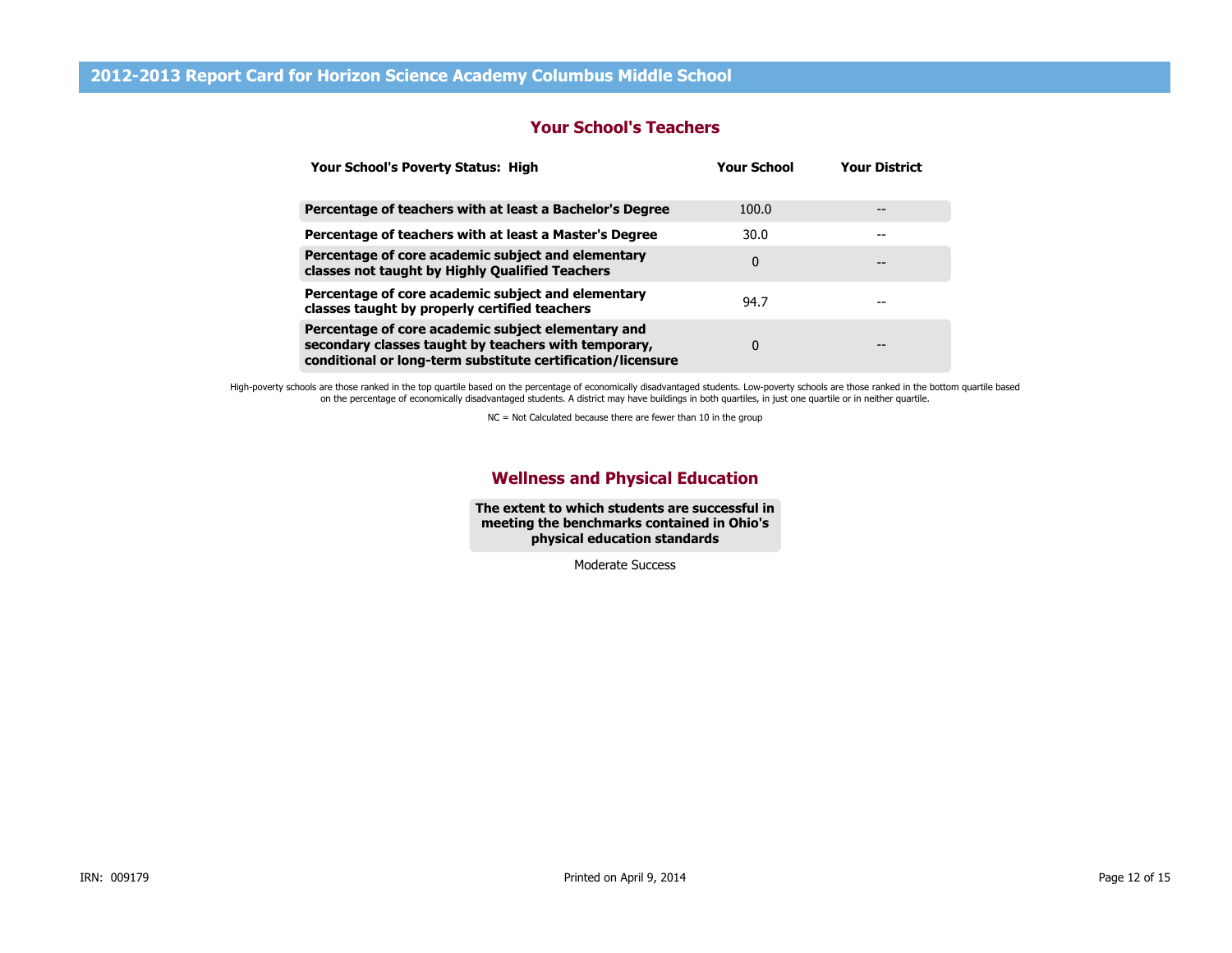# 2012-2013 Report Card for Horizon Science Academy Columbus Middle School

## Your School's Teachers

| Your School's Poverty Status: High | Your School | Your District |
|---|---|---|
| **Percentage of teachers with at least a Bachelor's Degree** | 100.0 | -- |
| **Percentage of teachers with at least a Master's Degree** | 30.0 | -- |
| **Percentage of core academic subject and elementary classes not taught by Highly Qualified Teachers** | 0 | -- |
| **Percentage of core academic subject and elementary classes taught by properly certified teachers** | 94.7 | -- |
| **Percentage of core academic subject elementary and secondary classes taught by teachers with temporary, conditional or long-term substitute certification/licensure** | 0 | -- |

High-poverty schools are those ranked in the top quartile based on the percentage of economically disadvantaged students. Low-poverty schools are those ranked in the bottom quartile based on the percentage of economically disadvantaged students. A district may have buildings in both quartiles, in just one quartile or in neither quartile.

NC = Not Calculated because there are fewer than 10 in the group

## Wellness and Physical Education

| The extent to which students are successful in meeting the benchmarks contained in Ohio's physical education standards |
|---|
| Moderate Success |

IRN: 009179

Printed on April 9, 2014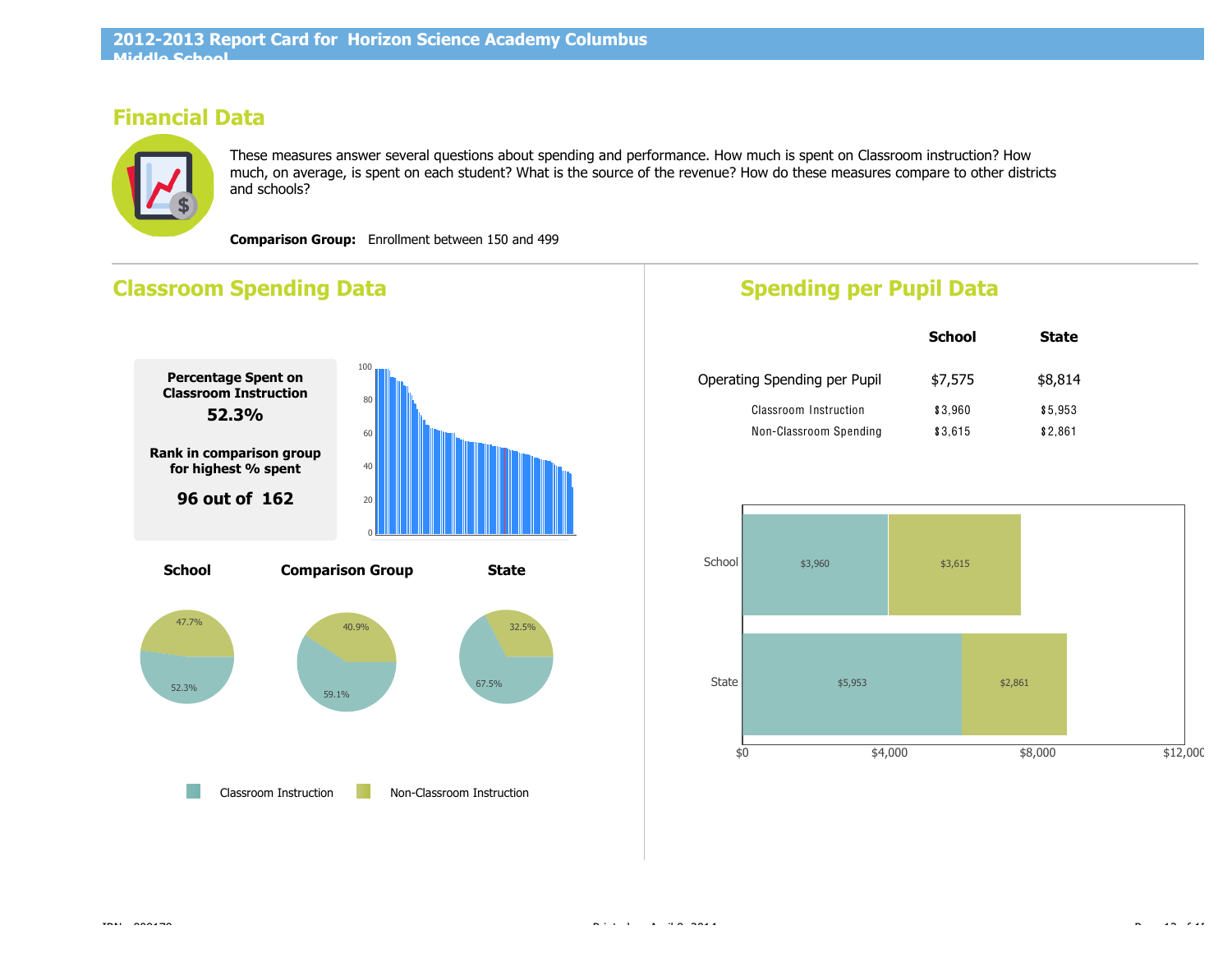# Financial Data

These measures answer several questions about spending and performance. How much is spent on Classroom instruction? How much, on average, is spent on each student? What is the source of the revenue? How do these measures compare to other districts and schools?

**Comparison Group:** Enrollment between 150 and 499

## Classroom Spending Data

**Percentage Spent on Classroom Instruction**

**52.3%**

**Rank in comparison group for highest % spent**

**96 out of 162**

| | School | Comparison Group | State |
|---|---|---|---|
| Classroom Instruction | 52.3% | 59.1% | 67.5% |
| Non-Classroom Instruction | 47.7% | 40.9% | 32.5% |

## Spending per Pupil Data

| | School | State |
|---|---|---|
| Operating Spending per Pupil | $7,575 | $8,814 |
| Classroom Instruction | $3,960 | $5,953 |
| Non-Classroom Spending | $3,615 | $2,861 |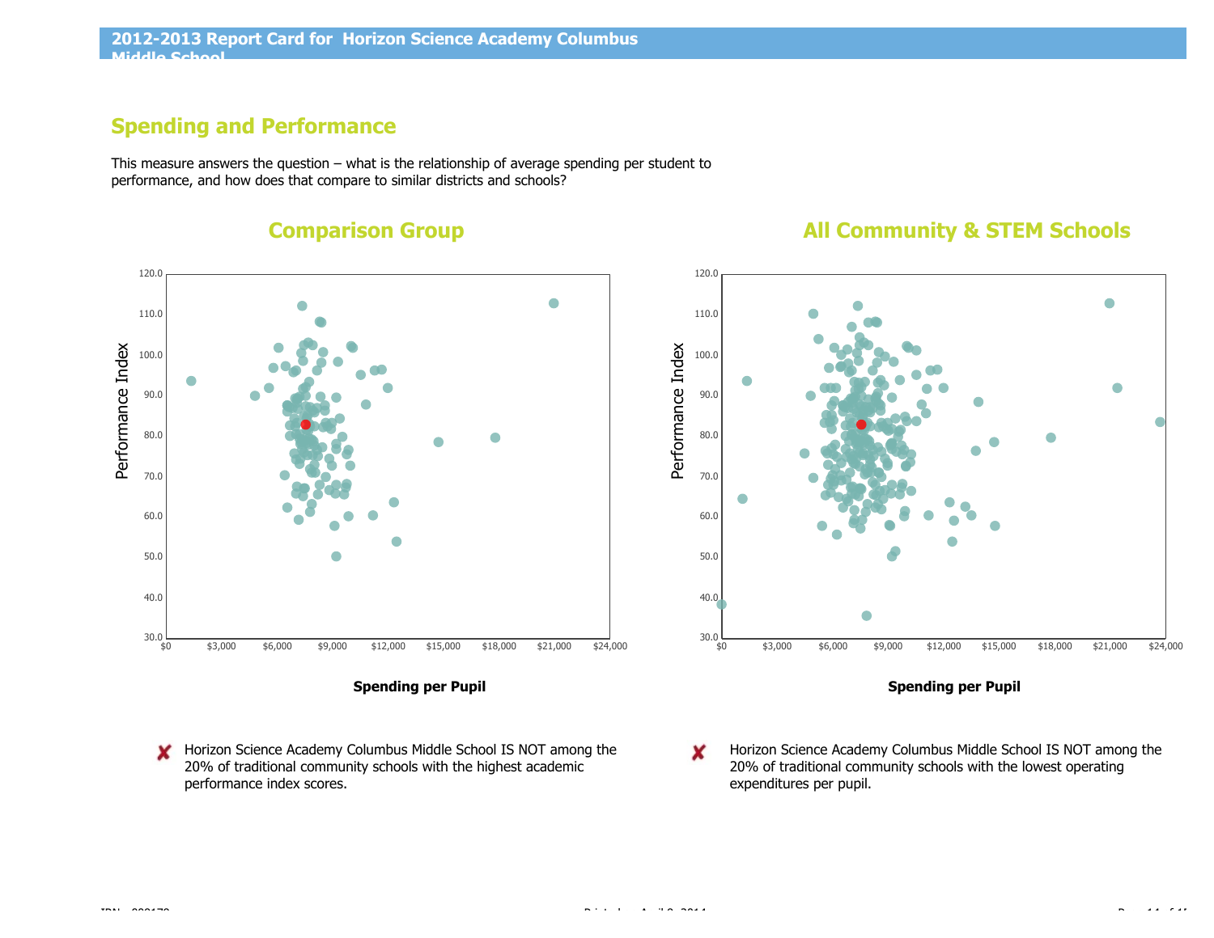# Spending and Performance

This measure answers the question – what is the relationship of average spending per student to performance, and how does that compare to similar districts and schools?

## Comparison Group

Performance Index

Spending per Pupil

## All Community & STEM Schools

Performance Index

Spending per Pupil

✘ Horizon Science Academy Columbus Middle School IS NOT among the 20% of traditional community schools with the highest academic performance index scores.

✘ Horizon Science Academy Columbus Middle School IS NOT among the 20% of traditional community schools with the lowest operating expenditures per pupil.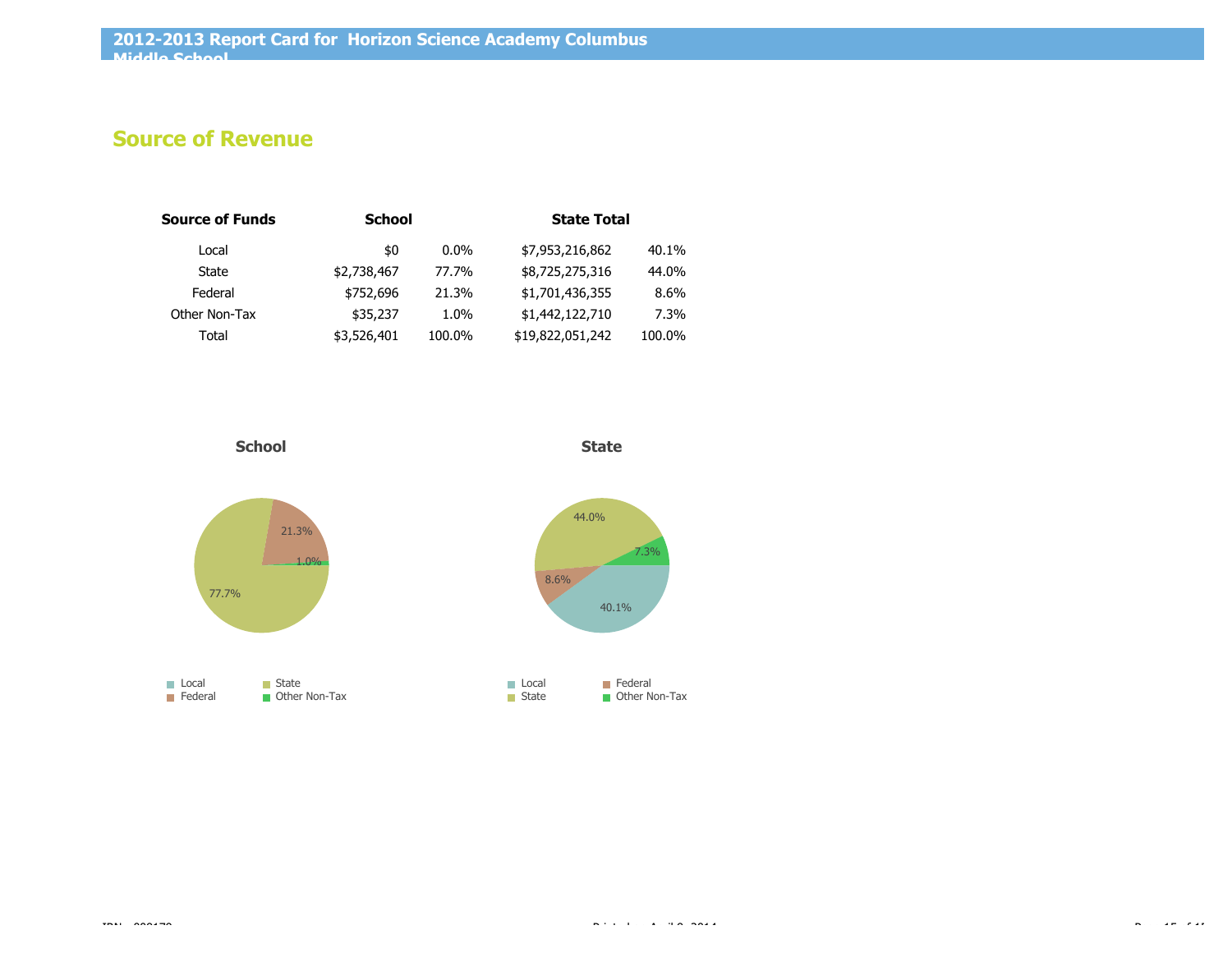## Source of Revenue

| Source of Funds | School | | State Total | |
|---|---|---|---|---|
| Local | $0 | 0.0% | $7,953,216,862 | 40.1% |
| State | $2,738,467 | 77.7% | $8,725,275,316 | 44.0% |
| Federal | $752,696 | 21.3% | $1,701,436,355 | 8.6% |
| Other Non-Tax | $35,237 | 1.0% | $1,442,122,710 | 7.3% |
| Total | $3,526,401 | 100.0% | $19,822,051,242 | 100.0% |

School

21.3%
1.0%
77.7%

Local
State
Federal
Other Non-Tax

State

44.0%
7.3%
8.6%
40.1%

Local
Federal
State
Other Non-Tax